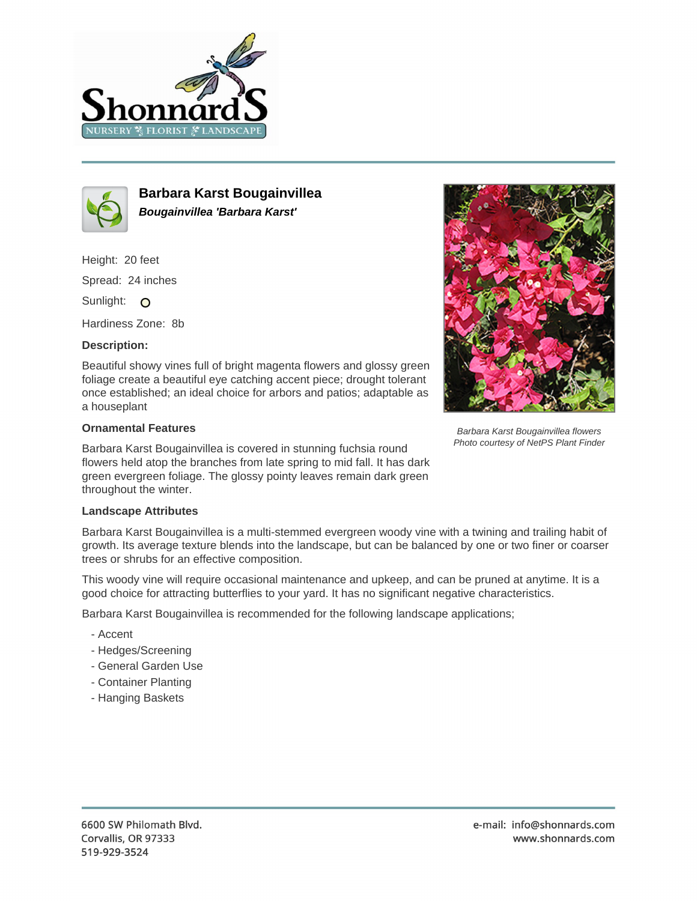# Barbara Karst Bougainvillea

***Bougainvillea 'Barbara Karst'***

Height: 20 feet

Spread: 24 inches

Sunlight: O

Hardiness Zone: 8b

**Description:**

Beautiful showy vines full of bright magenta flowers and glossy green foliage create a beautiful eye catching accent piece; drought tolerant once established; an ideal choice for arbors and patios; adaptable as a houseplant

*Barbara Karst Bougainvillea flowers*
*Photo courtesy of NetPS Plant Finder*

**Ornamental Features**

Barbara Karst Bougainvillea is covered in stunning fuchsia round flowers held atop the branches from late spring to mid fall. It has dark green evergreen foliage. The glossy pointy leaves remain dark green throughout the winter.

**Landscape Attributes**

Barbara Karst Bougainvillea is a multi-stemmed evergreen woody vine with a twining and trailing habit of growth. Its average texture blends into the landscape, but can be balanced by one or two finer or coarser trees or shrubs for an effective composition.

This woody vine will require occasional maintenance and upkeep, and can be pruned at anytime. It is a good choice for attracting butterflies to your yard. It has no significant negative characteristics.

Barbara Karst Bougainvillea is recommended for the following landscape applications;

- Accent
- Hedges/Screening
- General Garden Use
- Container Planting
- Hanging Baskets

6600 SW Philomath Blvd.
Corvallis, OR 97333
519-929-3524

e-mail: info@shonnards.com
www.shonnards.com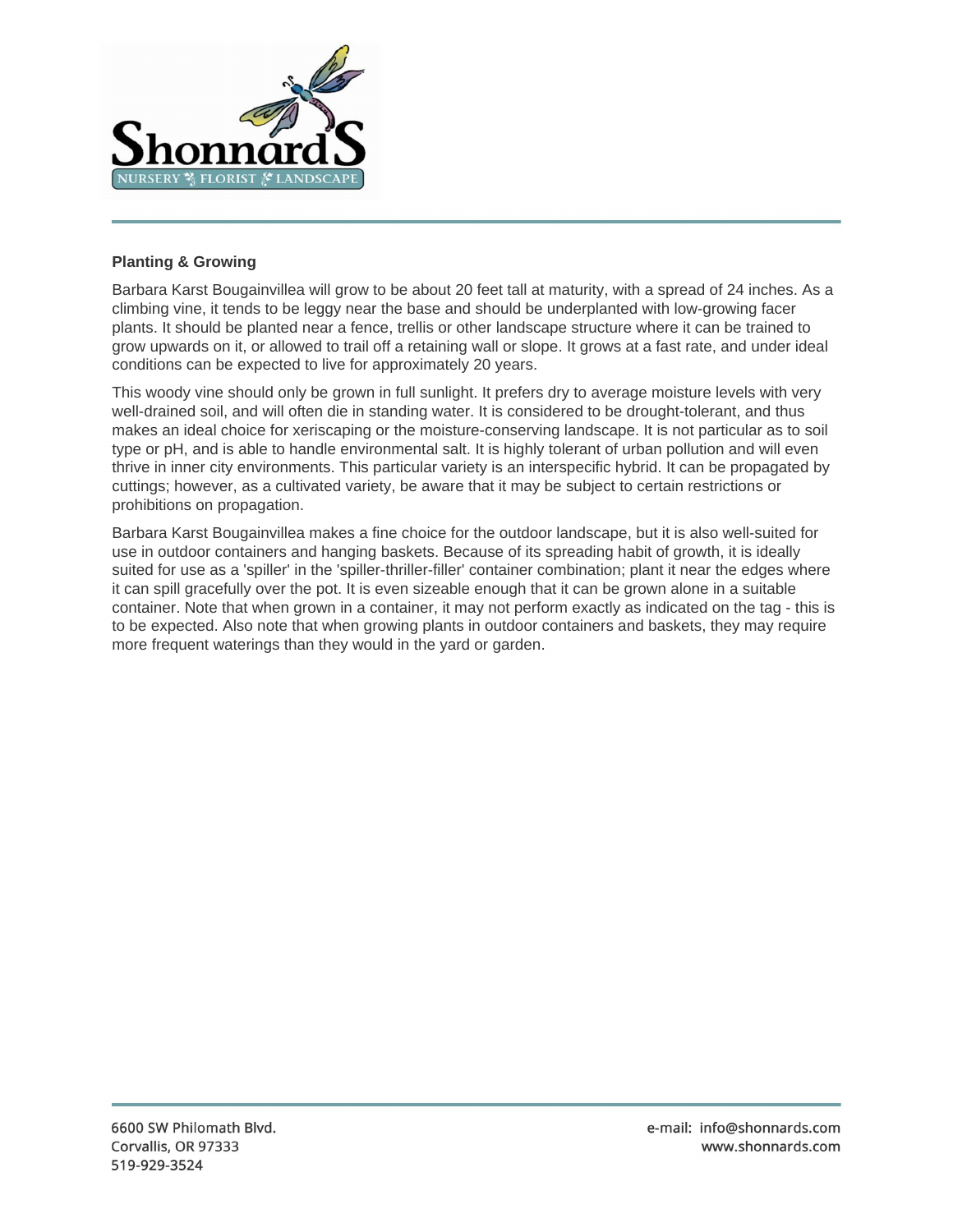### Planting & Growing

Barbara Karst Bougainvillea will grow to be about 20 feet tall at maturity, with a spread of 24 inches. As a climbing vine, it tends to be leggy near the base and should be underplanted with low-growing facer plants. It should be planted near a fence, trellis or other landscape structure where it can be trained to grow upwards on it, or allowed to trail off a retaining wall or slope. It grows at a fast rate, and under ideal conditions can be expected to live for approximately 20 years.

This woody vine should only be grown in full sunlight. It prefers dry to average moisture levels with very well-drained soil, and will often die in standing water. It is considered to be drought-tolerant, and thus makes an ideal choice for xeriscaping or the moisture-conserving landscape. It is not particular as to soil type or pH, and is able to handle environmental salt. It is highly tolerant of urban pollution and will even thrive in inner city environments. This particular variety is an interspecific hybrid. It can be propagated by cuttings; however, as a cultivated variety, be aware that it may be subject to certain restrictions or prohibitions on propagation.

Barbara Karst Bougainvillea makes a fine choice for the outdoor landscape, but it is also well-suited for use in outdoor containers and hanging baskets. Because of its spreading habit of growth, it is ideally suited for use as a 'spiller' in the 'spiller-thriller-filler' container combination; plant it near the edges where it can spill gracefully over the pot. It is even sizeable enough that it can be grown alone in a suitable container. Note that when grown in a container, it may not perform exactly as indicated on the tag - this is to be expected. Also note that when growing plants in outdoor containers and baskets, they may require more frequent waterings than they would in the yard or garden.